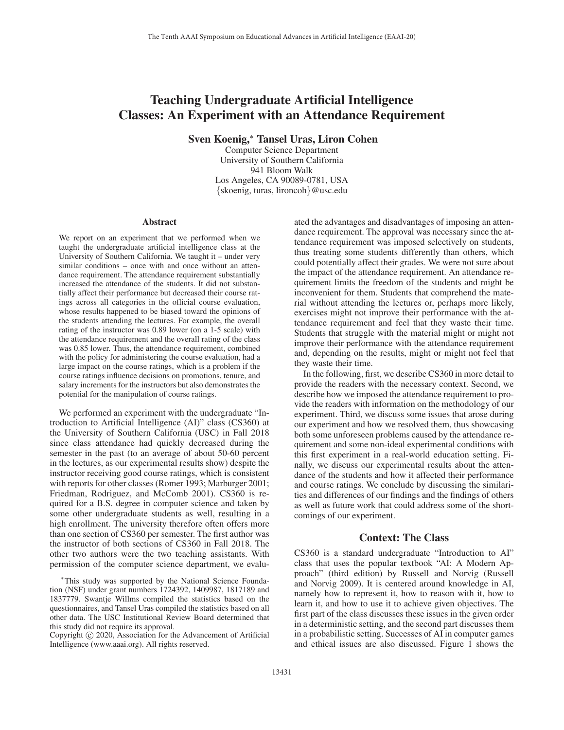# Teaching Undergraduate Artificial Intelligence Classes: An Experiment with an Attendance Requirement

**Sven Koenig,*[*] Tansel Uras, Liron Cohen**

Computer Science Department
University of Southern California
941 Bloom Walk
Los Angeles, CA 90089-0781, USA
{skoenig, turas, lironcoh}@usc.edu

## Abstract

We report on an experiment that we performed when we taught the undergraduate artificial intelligence class at the University of Southern California. We taught it – under very similar conditions – once with and once without an attendance requirement. The attendance requirement substantially increased the attendance of the students. It did not substantially affect their performance but decreased their course ratings across all categories in the official course evaluation, whose results happened to be biased toward the opinions of the students attending the lectures. For example, the overall rating of the instructor was 0.89 lower (on a 1-5 scale) with the attendance requirement and the overall rating of the class was 0.85 lower. Thus, the attendance requirement, combined with the policy for administering the course evaluation, had a large impact on the course ratings, which is a problem if the course ratings influence decisions on promotions, tenure, and salary increments for the instructors but also demonstrates the potential for the manipulation of course ratings.

We performed an experiment with the undergraduate "Introduction to Artificial Intelligence (AI)" class (CS360) at the University of Southern California (USC) in Fall 2018 since class attendance had quickly decreased during the semester in the past (to an average of about 50-60 percent in the lectures, as our experimental results show) despite the instructor receiving good course ratings, which is consistent with reports for other classes (Romer 1993; Marburger 2001; Friedman, Rodriguez, and McComb 2001). CS360 is required for a B.S. degree in computer science and taken by some other undergraduate students as well, resulting in a high enrollment. The university therefore often offers more than one section of CS360 per semester. The first author was the instructor of both sections of CS360 in Fall 2018. The other two authors were the two teaching assistants. With permission of the computer science department, we evaluated the advantages and disadvantages of imposing an attendance requirement. The approval was necessary since the attendance requirement was imposed selectively on students, thus treating some students differently than others, which could potentially affect their grades. We were not sure about the impact of the attendance requirement. An attendance requirement limits the freedom of the students and might be inconvenient for them. Students that comprehend the material without attending the lectures or, perhaps more likely, exercises might not improve their performance with the attendance requirement and feel that they waste their time. Students that struggle with the material might or might not improve their performance with the attendance requirement and, depending on the results, might or might not feel that they waste their time.

In the following, first, we describe CS360 in more detail to provide the readers with the necessary context. Second, we describe how we imposed the attendance requirement to provide the readers with information on the methodology of our experiment. Third, we discuss some issues that arose during our experiment and how we resolved them, thus showcasing both some unforeseen problems caused by the attendance requirement and some non-ideal experimental conditions with this first experiment in a real-world education setting. Finally, we discuss our experimental results about the attendance of the students and how it affected their performance and course ratings. We conclude by discussing the similarities and differences of our findings and the findings of others as well as future work that could address some of the shortcomings of our experiment.

## Context: The Class

CS360 is a standard undergraduate "Introduction to AI" class that uses the popular textbook "AI: A Modern Approach" (third edition) by Russell and Norvig (Russell and Norvig 2009). It is centered around knowledge in AI, namely how to represent it, how to reason with it, how to learn it, and how to use it to achieve given objectives. The first part of the class discusses these issues in the given order in a deterministic setting, and the second part discusses them in a probabilistic setting. Successes of AI in computer games and ethical issues are also discussed. Figure 1 shows the

---

[*] This study was supported by the National Science Foundation (NSF) under grant numbers 1724392, 1409987, 1817189 and 1837779. Swantje Willms compiled the statistics based on the questionnaires, and Tansel Uras compiled the statistics based on all other data. The USC Institutional Review Board determined that this study did not require its approval.

Copyright © 2020, Association for the Advancement of Artificial Intelligence (www.aaai.org). All rights reserved.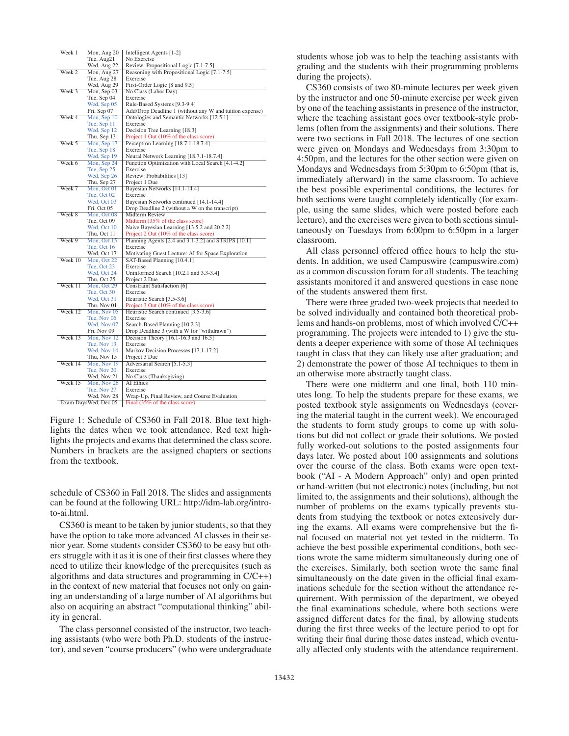| Week | Date | Topic |
|---|---|---|
| Week 1 | Mon, Aug 20 | Intelligent Agents [1-2] |
| | Tue, Aug21 | No Exercise |
| | Wed, Aug 22 | Review: Propositional Logic [7.1-7.5] |
| Week 2 | Mon, Aug 27 | Reasoning with Propositional Logic [7.1-7.5] |
| | Tue, Aug 28 | Exercise |
| | Wed, Aug 29 | First-Order Logic [8 and 9.5] |
| Week 3 | Mon, Sep 03 | No Class (Labor Day) |
| | Tue, Sep 04 | Exercise |
| | Wed, Sep 05 | Rule-Based Systems [9.3-9.4] |
| | Fri, Sep 07 | Add/Drop Deadline 1 (without any W and tuition expense) |
| Week 4 | Mon, Sep 10 | Ontologies and Semantic Networks [12.5.1] |
| | Tue, Sep 11 | Exercise |
| | Wed, Sep 12 | Decision Tree Learning [18.3] |
| | Thu, Sep 13 | Project 1 Out (10% of the class score) |
| Week 5 | Mon, Sep 17 | Perceptron Learning [18.7.1-18.7.4] |
| | Tue, Sep 18 | Exercise |
| | Wed, Sep 19 | Neural Network Learning [18.7.1-18.7.4] |
| Week 6 | Mon, Sep 24 | Function Optimization with Local Search [4.1-4.2] |
| | Tue, Sep 25 | Exercise |
| | Wed, Sep 26 | Review: Probabilities [13] |
| | Thu, Sep 27 | Project 1 Due |
| Week 7 | Mon, Oct 01 | Bayesian Networks [14.1-14.4] |
| | Tue, Oct 02 | Exercise |
| | Wed, Oct 03 | Bayesian Networks continued [14.1-14.4] |
| | Fri, Oct 05 | Drop Deadline 2 (without a W on the transcript) |
| Week 8 | Mon, Oct 08 | Midterm Review |
| | Tue, Oct 09 | Midterm (35% of the class score) |
| | Wed, Oct 10 | Naive Bayesian Learning [13.5.2 and 20.2.2] |
| | Thu, Oct 11 | Project 2 Out (10% of the class score) |
| Week 9 | Mon, Oct 15 | Planning Agents [2.4 and 3.1-3.2] and STRIPS [10.1] |
| | Tue, Oct 16 | Exercise |
| | Wed, Oct 17 | Motivating Guest Lecture: AI for Space Exploration |
| Week 10 | Mon, Oct 22 | SAT-Based Planning [10.4.1] |
| | Tue, Oct 23 | Exercise |
| | Wed, Oct 24 | Uninformed Search [10.2.1 and 3.3-3.4] |
| | Thu, Oct 25 | Project 2 Due |
| Week 11 | Mon, Oct 29 | Constraint Satisfaction [6] |
| | Tue, Oct 30 | Exercise |
| | Wed, Oct 31 | Heuristic Search [3.5-3.6] |
| | Thu, Nov 01 | Project 3 Out (10% of the class score) |
| Week 12 | Mon, Nov 05 | Heuristic Search continued [3.5-3.6] |
| | Tue, Nov 06 | Exercise |
| | Wed, Nov 07 | Search-Based Planning [10.2.3] |
| | Fri, Nov 09 | Drop Deadline 3 (with a W for "withdrawn") |
| Week 13 | Mon, Nov 12 | Decision Theory [16.1-16.3 and 16.5] |
| | Tue, Nov 13 | Exercise |
| | Wed, Nov 14 | Markov Decision Processes [17.1-17.2] |
| | Thu, Nov 15 | Project 3 Due |
| Week 14 | Mon, Nov 19 | Adversarial Search [5.1-5.3] |
| | Tue, Nov 20 | Exercise |
| | Wed, Nov 21 | No Class (Thanksgiving) |
| Week 15 | Mon, Nov 26 | AI Ethics |
| | Tue, Nov 27 | Exercise |
| | Wed, Nov 28 | Wrap-Up, Final Review, and Course Evaluation |
| Exam Days | Wed, Dec 05 | Final (35% of the class score) |

Figure 1: Schedule of CS360 in Fall 2018. Blue text highlights the dates when we took attendance. Red text highlights the projects and exams that determined the class score. Numbers in brackets are the assigned chapters or sections from the textbook.

schedule of CS360 in Fall 2018. The slides and assignments can be found at the following URL: http://idm-lab.org/intro-to-ai.html.

CS360 is meant to be taken by junior students, so that they have the option to take more advanced AI classes in their senior year. Some students consider CS360 to be easy but others struggle with it as it is one of their first classes where they need to utilize their knowledge of the prerequisites (such as algorithms and data structures and programming in C/C++) in the context of new material that focuses not only on gaining an understanding of a large number of AI algorithms but also on acquiring an abstract "computational thinking" ability in general.

The class personnel consisted of the instructor, two teaching assistants (who were both Ph.D. students of the instructor), and seven "course producers" (who were undergraduate students whose job was to help the teaching assistants with grading and the students with their programming problems during the projects).

CS360 consists of two 80-minute lectures per week given by the instructor and one 50-minute exercise per week given by one of the teaching assistants in presence of the instructor, where the teaching assistant goes over textbook-style problems (often from the assignments) and their solutions. There were two sections in Fall 2018. The lectures of one section were given on Mondays and Wednesdays from 3:30pm to 4:50pm, and the lectures for the other section were given on Mondays and Wednesdays from 5:30pm to 6:50pm (that is, immediately afterward) in the same classroom. To achieve the best possible experimental conditions, the lectures for both sections were taught completely identically (for example, using the same slides, which were posted before each lecture), and the exercises were given to both sections simultaneously on Tuesdays from 6:00pm to 6:50pm in a larger classroom.

All class personnel offered office hours to help the students. In addition, we used Campuswire (campuswire.com) as a common discussion forum for all students. The teaching assistants monitored it and answered questions in case none of the students answered them first.

There were three graded two-week projects that needed to be solved individually and contained both theoretical problems and hands-on problems, most of which involved C/C++ programming. The projects were intended to 1) give the students a deeper experience with some of those AI techniques taught in class that they can likely use after graduation; and 2) demonstrate the power of those AI techniques to them in an otherwise more abstractly taught class.

There were one midterm and one final, both 110 minutes long. To help the students prepare for these exams, we posted textbook style assignments on Wednesdays (covering the material taught in the current week). We encouraged the students to form study groups to come up with solutions but did not collect or grade their solutions. We posted fully worked-out solutions to the posted assignments four days later. We posted about 100 assignments and solutions over the course of the class. Both exams were open textbook ("AI - A Modern Approach" only) and open printed or hand-written (but not electronic) notes (including, but not limited to, the assignments and their solutions), although the number of problems on the exams typically prevents students from studying the textbook or notes extensively during the exams. All exams were comprehensive but the final focused on material not yet tested in the midterm. To achieve the best possible experimental conditions, both sections wrote the same midterm simultaneously during one of the exercises. Similarly, both section wrote the same final simultaneously on the date given in the official final examinations schedule for the section without the attendance requirement. With permission of the department, we obeyed the final examinations schedule, where both sections were assigned different dates for the final, by allowing students during the first three weeks of the lecture period to opt for writing their final during those dates instead, which eventually affected only students with the attendance requirement.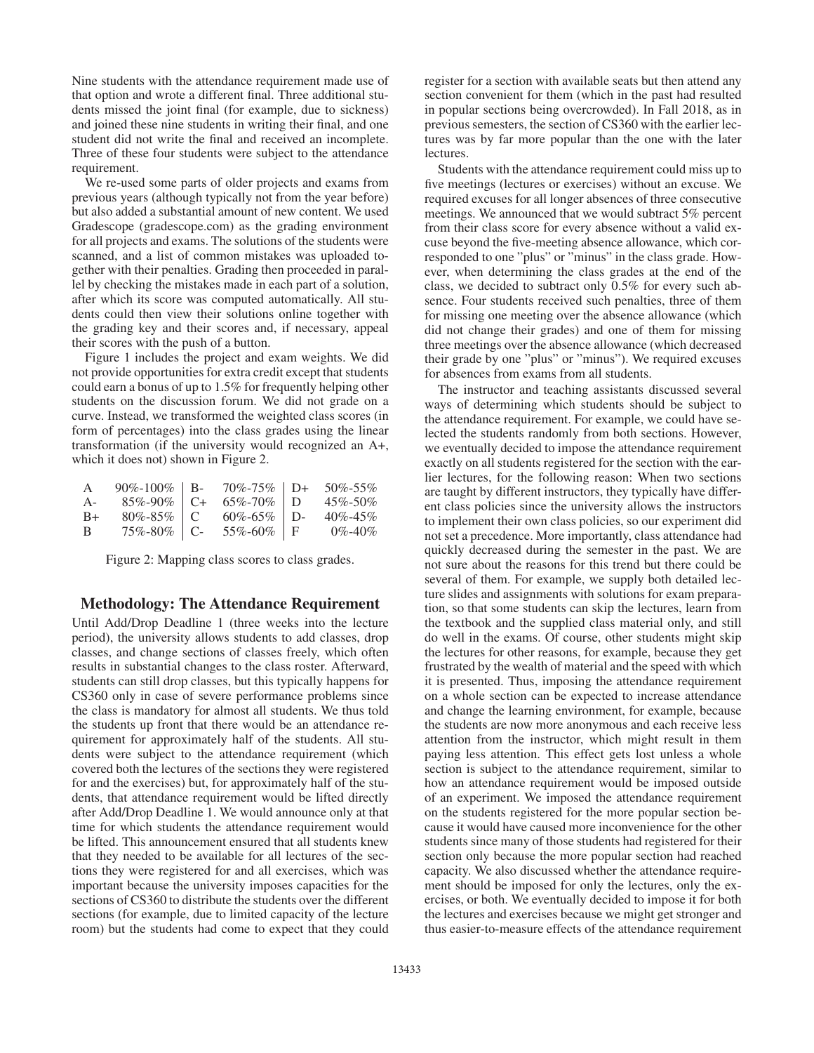Nine students with the attendance requirement made use of that option and wrote a different final. Three additional students missed the joint final (for example, due to sickness) and joined these nine students in writing their final, and one student did not write the final and received an incomplete. Three of these four students were subject to the attendance requirement.

We re-used some parts of older projects and exams from previous years (although typically not from the year before) but also added a substantial amount of new content. We used Gradescope (gradescope.com) as the grading environment for all projects and exams. The solutions of the students were scanned, and a list of common mistakes was uploaded together with their penalties. Grading then proceeded in parallel by checking the mistakes made in each part of a solution, after which its score was computed automatically. All students could then view their solutions online together with the grading key and their scores and, if necessary, appeal their scores with the push of a button.

Figure 1 includes the project and exam weights. We did not provide opportunities for extra credit except that students could earn a bonus of up to 1.5% for frequently helping other students on the discussion forum. We did not grade on a curve. Instead, we transformed the weighted class scores (in form of percentages) into the class grades using the linear transformation (if the university would recognized an A+, which it does not) shown in Figure 2.

| | | | | | |
|---|---|---|---|---|---|
| A | 90%-100% | B- | 70%-75% | D+ | 50%-55% |
| A- | 85%-90% | C+ | 65%-70% | D | 45%-50% |
| B+ | 80%-85% | C | 60%-65% | D- | 40%-45% |
| B | 75%-80% | C- | 55%-60% | F | 0%-40% |

Figure 2: Mapping class scores to class grades.

## Methodology: The Attendance Requirement

Until Add/Drop Deadline 1 (three weeks into the lecture period), the university allows students to add classes, drop classes, and change sections of classes freely, which often results in substantial changes to the class roster. Afterward, students can still drop classes, but this typically happens for CS360 only in case of severe performance problems since the class is mandatory for almost all students. We thus told the students up front that there would be an attendance requirement for approximately half of the students. All students were subject to the attendance requirement (which covered both the lectures of the sections they were registered for and the exercises) but, for approximately half of the students, that attendance requirement would be lifted directly after Add/Drop Deadline 1. We would announce only at that time for which students the attendance requirement would be lifted. This announcement ensured that all students knew that they needed to be available for all lectures of the sections they were registered for and all exercises, which was important because the university imposes capacities for the sections of CS360 to distribute the students over the different sections (for example, due to limited capacity of the lecture room) but the students had come to expect that they could register for a section with available seats but then attend any section convenient for them (which in the past had resulted in popular sections being overcrowded). In Fall 2018, as in previous semesters, the section of CS360 with the earlier lectures was by far more popular than the one with the later lectures.

Students with the attendance requirement could miss up to five meetings (lectures or exercises) without an excuse. We required excuses for all longer absences of three consecutive meetings. We announced that we would subtract 5% percent from their class score for every absence without a valid excuse beyond the five-meeting absence allowance, which corresponded to one "plus" or "minus" in the class grade. However, when determining the class grades at the end of the class, we decided to subtract only 0.5% for every such absence. Four students received such penalties, three of them for missing one meeting over the absence allowance (which did not change their grades) and one of them for missing three meetings over the absence allowance (which decreased their grade by one "plus" or "minus"). We required excuses for absences from exams from all students.

The instructor and teaching assistants discussed several ways of determining which students should be subject to the attendance requirement. For example, we could have selected the students randomly from both sections. However, we eventually decided to impose the attendance requirement exactly on all students registered for the section with the earlier lectures, for the following reason: When two sections are taught by different instructors, they typically have different class policies since the university allows the instructors to implement their own class policies, so our experiment did not set a precedence. More importantly, class attendance had quickly decreased during the semester in the past. We are not sure about the reasons for this trend but there could be several of them. For example, we supply both detailed lecture slides and assignments with solutions for exam preparation, so that some students can skip the lectures, learn from the textbook and the supplied class material only, and still do well in the exams. Of course, other students might skip the lectures for other reasons, for example, because they get frustrated by the wealth of material and the speed with which it is presented. Thus, imposing the attendance requirement on a whole section can be expected to increase attendance and change the learning environment, for example, because the students are now more anonymous and each receive less attention from the instructor, which might result in them paying less attention. This effect gets lost unless a whole section is subject to the attendance requirement, similar to how an attendance requirement would be imposed outside of an experiment. We imposed the attendance requirement on the students registered for the more popular section because it would have caused more inconvenience for the other students since many of those students had registered for their section only because the more popular section had reached capacity. We also discussed whether the attendance requirement should be imposed for only the lectures, only the exercises, or both. We eventually decided to impose it for both the lectures and exercises because we might get stronger and thus easier-to-measure effects of the attendance requirement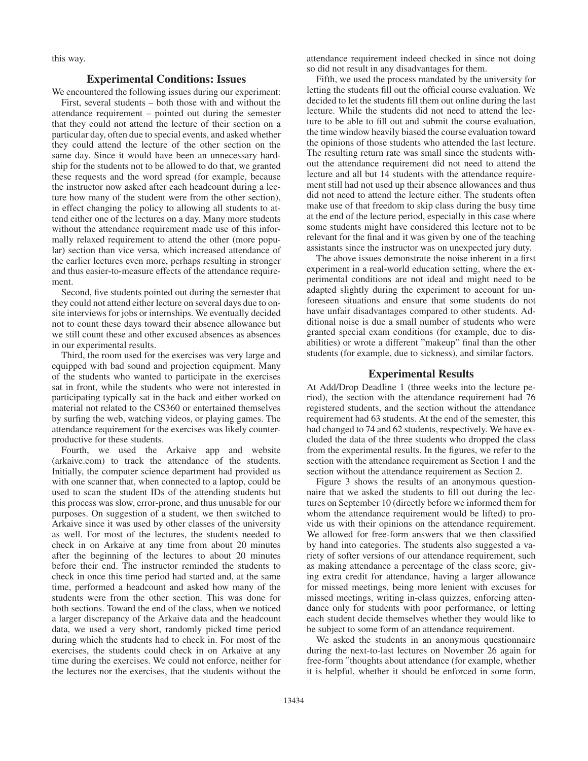this way.

## Experimental Conditions: Issues

We encountered the following issues during our experiment:

First, several students – both those with and without the attendance requirement – pointed out during the semester that they could not attend the lecture of their section on a particular day, often due to special events, and asked whether they could attend the lecture of the other section on the same day. Since it would have been an unnecessary hardship for the students not to be allowed to do that, we granted these requests and the word spread (for example, because the instructor now asked after each headcount during a lecture how many of the student were from the other section), in effect changing the policy to allowing all students to attend either one of the lectures on a day. Many more students without the attendance requirement made use of this informally relaxed requirement to attend the other (more popular) section than vice versa, which increased attendance of the earlier lectures even more, perhaps resulting in stronger and thus easier-to-measure effects of the attendance requirement.

Second, five students pointed out during the semester that they could not attend either lecture on several days due to onsite interviews for jobs or internships. We eventually decided not to count these days toward their absence allowance but we still count these and other excused absences as absences in our experimental results.

Third, the room used for the exercises was very large and equipped with bad sound and projection equipment. Many of the students who wanted to participate in the exercises sat in front, while the students who were not interested in participating typically sat in the back and either worked on material not related to the CS360 or entertained themselves by surfing the web, watching videos, or playing games. The attendance requirement for the exercises was likely counterproductive for these students.

Fourth, we used the Arkaive app and website (arkaive.com) to track the attendance of the students. Initially, the computer science department had provided us with one scanner that, when connected to a laptop, could be used to scan the student IDs of the attending students but this process was slow, error-prone, and thus unusable for our purposes. On suggestion of a student, we then switched to Arkaive since it was used by other classes of the university as well. For most of the lectures, the students needed to check in on Arkaive at any time from about 20 minutes after the beginning of the lectures to about 20 minutes before their end. The instructor reminded the students to check in once this time period had started and, at the same time, performed a headcount and asked how many of the students were from the other section. This was done for both sections. Toward the end of the class, when we noticed a larger discrepancy of the Arkaive data and the headcount data, we used a very short, randomly picked time period during which the students had to check in. For most of the exercises, the students could check in on Arkaive at any time during the exercises. We could not enforce, neither for the lectures nor the exercises, that the students without the attendance requirement indeed checked in since not doing so did not result in any disadvantages for them.

Fifth, we used the process mandated by the university for letting the students fill out the official course evaluation. We decided to let the students fill them out online during the last lecture. While the students did not need to attend the lecture to be able to fill out and submit the course evaluation, the time window heavily biased the course evaluation toward the opinions of those students who attended the last lecture. The resulting return rate was small since the students without the attendance requirement did not need to attend the lecture and all but 14 students with the attendance requirement still had not used up their absence allowances and thus did not need to attend the lecture either. The students often make use of that freedom to skip class during the busy time at the end of the lecture period, especially in this case where some students might have considered this lecture not to be relevant for the final and it was given by one of the teaching assistants since the instructor was on unexpected jury duty.

The above issues demonstrate the noise inherent in a first experiment in a real-world education setting, where the experimental conditions are not ideal and might need to be adapted slightly during the experiment to account for unforeseen situations and ensure that some students do not have unfair disadvantages compared to other students. Additional noise is due a small number of students who were granted special exam conditions (for example, due to disabilities) or wrote a different "makeup" final than the other students (for example, due to sickness), and similar factors.

## Experimental Results

At Add/Drop Deadline 1 (three weeks into the lecture period), the section with the attendance requirement had 76 registered students, and the section without the attendance requirement had 63 students. At the end of the semester, this had changed to 74 and 62 students, respectively. We have excluded the data of the three students who dropped the class from the experimental results. In the figures, we refer to the section with the attendance requirement as Section 1 and the section without the attendance requirement as Section 2.

Figure 3 shows the results of an anonymous questionnaire that we asked the students to fill out during the lectures on September 10 (directly before we informed them for whom the attendance requirement would be lifted) to provide us with their opinions on the attendance requirement. We allowed for free-form answers that we then classified by hand into categories. The students also suggested a variety of softer versions of our attendance requirement, such as making attendance a percentage of the class score, giving extra credit for attendance, having a larger allowance for missed meetings, being more lenient with excuses for missed meetings, writing in-class quizzes, enforcing attendance only for students with poor performance, or letting each student decide themselves whether they would like to be subject to some form of an attendance requirement.

We asked the students in an anonymous questionnaire during the next-to-last lectures on November 26 again for free-form "thoughts about attendance (for example, whether it is helpful, whether it should be enforced in some form,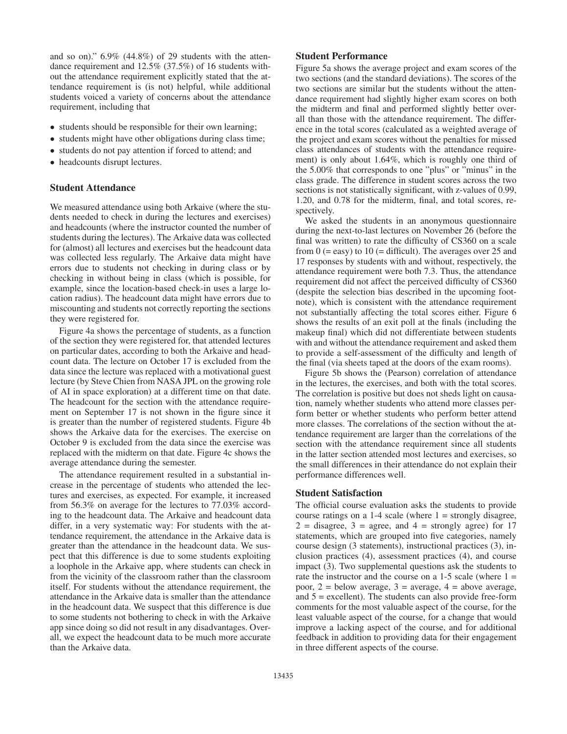and so on)." 6.9% (44.8%) of 29 students with the attendance requirement and 12.5% (37.5%) of 16 students without the attendance requirement explicitly stated that the attendance requirement is (is not) helpful, while additional students voiced a variety of concerns about the attendance requirement, including that

- students should be responsible for their own learning;
- students might have other obligations during class time;
- students do not pay attention if forced to attend; and
- headcounts disrupt lectures.

## Student Attendance

We measured attendance using both Arkaive (where the students needed to check in during the lectures and exercises) and headcounts (where the instructor counted the number of students during the lectures). The Arkaive data was collected for (almost) all lectures and exercises but the headcount data was collected less regularly. The Arkaive data might have errors due to students not checking in during class or by checking in without being in class (which is possible, for example, since the location-based check-in uses a large location radius). The headcount data might have errors due to miscounting and students not correctly reporting the sections they were registered for.

Figure 4a shows the percentage of students, as a function of the section they were registered for, that attended lectures on particular dates, according to both the Arkaive and headcount data. The lecture on October 17 is excluded from the data since the lecture was replaced with a motivational guest lecture (by Steve Chien from NASA JPL on the growing role of AI in space exploration) at a different time on that date. The headcount for the section with the attendance requirement on September 17 is not shown in the figure since it is greater than the number of registered students. Figure 4b shows the Arkaive data for the exercises. The exercise on October 9 is excluded from the data since the exercise was replaced with the midterm on that date. Figure 4c shows the average attendance during the semester.

The attendance requirement resulted in a substantial increase in the percentage of students who attended the lectures and exercises, as expected. For example, it increased from 56.3% on average for the lectures to 77.03% according to the headcount data. The Arkaive and headcount data differ, in a very systematic way: For students with the attendance requirement, the attendance in the Arkaive data is greater than the attendance in the headcount data. We suspect that this difference is due to some students exploiting a loophole in the Arkaive app, where students can check in from the vicinity of the classroom rather than the classroom itself. For students without the attendance requirement, the attendance in the Arkaive data is smaller than the attendance in the headcount data. We suspect that this difference is due to some students not bothering to check in with the Arkaive app since doing so did not result in any disadvantages. Overall, we expect the headcount data to be much more accurate than the Arkaive data.

## Student Performance

Figure 5a shows the average project and exam scores of the two sections (and the standard deviations). The scores of the two sections are similar but the students without the attendance requirement had slightly higher exam scores on both the midterm and final and performed slightly better overall than those with the attendance requirement. The difference in the total scores (calculated as a weighted average of the project and exam scores without the penalties for missed class attendances of students with the attendance requirement) is only about 1.64%, which is roughly one third of the 5.00% that corresponds to one "plus" or "minus" in the class grade. The difference in student scores across the two sections is not statistically significant, with z-values of 0.99, 1.20, and 0.78 for the midterm, final, and total scores, respectively.

We asked the students in an anonymous questionnaire during the next-to-last lectures on November 26 (before the final was written) to rate the difficulty of CS360 on a scale from 0 (= easy) to 10 (= difficult). The averages over 25 and 17 responses by students with and without, respectively, the attendance requirement were both 7.3. Thus, the attendance requirement did not affect the perceived difficulty of CS360 (despite the selection bias described in the upcoming footnote), which is consistent with the attendance requirement not substantially affecting the total scores either. Figure 6 shows the results of an exit poll at the finals (including the makeup final) which did not differentiate between students with and without the attendance requirement and asked them to provide a self-assessment of the difficulty and length of the final (via sheets taped at the doors of the exam rooms).

Figure 5b shows the (Pearson) correlation of attendance in the lectures, the exercises, and both with the total scores. The correlation is positive but does not sheds light on causation, namely whether students who attend more classes perform better or whether students who perform better attend more classes. The correlations of the section without the attendance requirement are larger than the correlations of the section with the attendance requirement since all students in the latter section attended most lectures and exercises, so the small differences in their attendance do not explain their performance differences well.

## Student Satisfaction

The official course evaluation asks the students to provide course ratings on a 1-4 scale (where 1 = strongly disagree, 2 = disagree, 3 = agree, and 4 = strongly agree) for 17 statements, which are grouped into five categories, namely course design (3 statements), instructional practices (3), inclusion practices (4), assessment practices (4), and course impact (3). Two supplemental questions ask the students to rate the instructor and the course on a 1-5 scale (where 1 = poor, 2 = below average, 3 = average, 4 = above average, and 5 = excellent). The students can also provide free-form comments for the most valuable aspect of the course, for the least valuable aspect of the course, for a change that would improve a lacking aspect of the course, and for additional feedback in addition to providing data for their engagement in three different aspects of the course.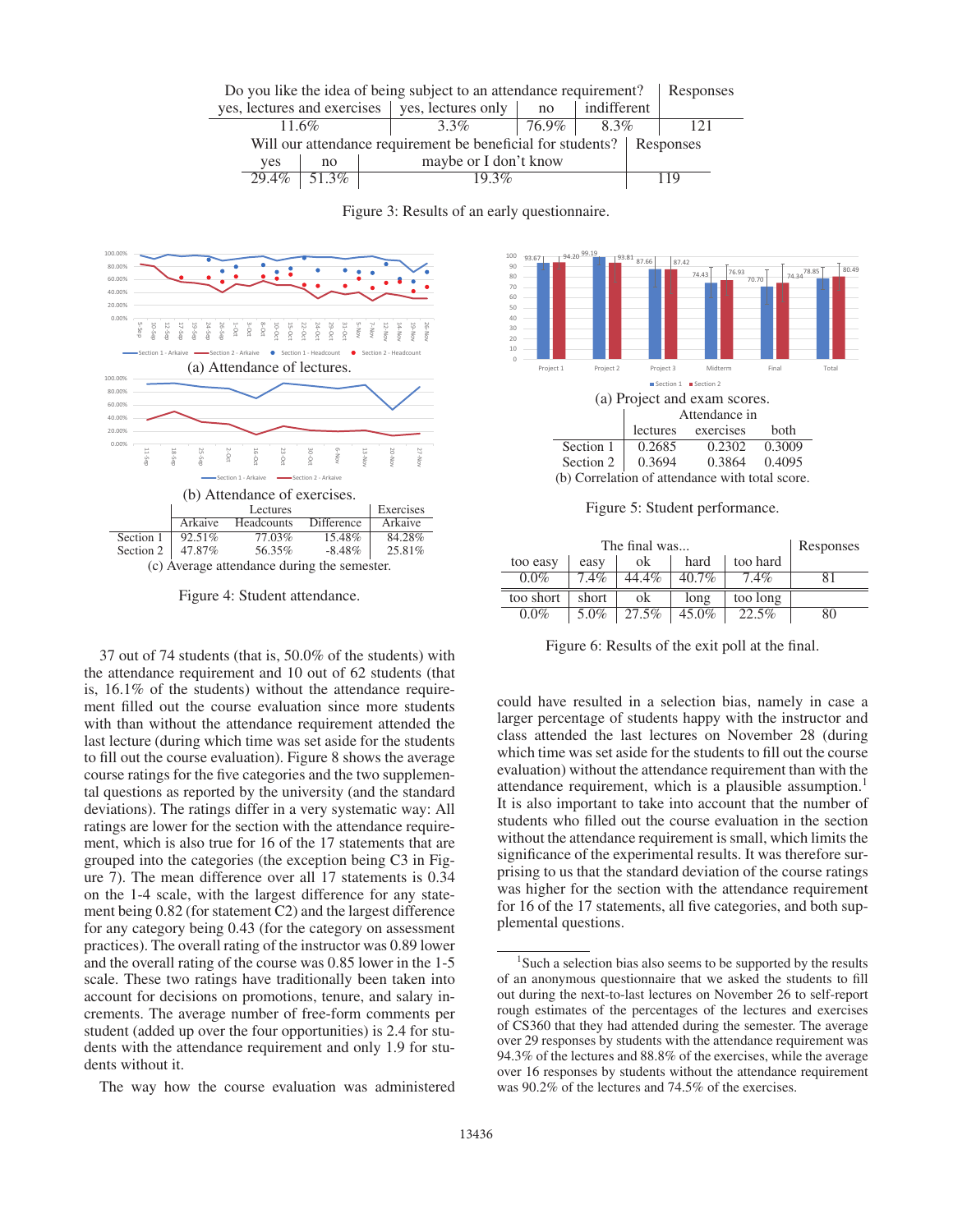| Do you like the idea of being subject to an attendance requirement? | | | | Responses |
|---|---|---|---|---|
| yes, lectures and exercises | yes, lectures only | no | indifferent | |
| 11.6% | 3.3% | 76.9% | 8.3% | 121 |

| Will our attendance requirement be beneficial for students? | | | Responses |
|---|---|---|---|
| yes | no | maybe or I don't know | |
| 29.4% | 51.3% | 19.3% | 119 |

Figure 3: Results of an early questionnaire.

(a) Attendance of lectures.

(b) Attendance of exercises.

| | Lectures | | | Exercises |
|---|---|---|---|---|
| | Arkaive | Headcounts | Difference | Arkaive |
| Section 1 | 92.51% | 77.03% | 15.48% | 84.28% |
| Section 2 | 47.87% | 56.35% | -8.48% | 25.81% |

(c) Average attendance during the semester.

Figure 4: Student attendance.

(a) Project and exam scores.

| | Attendance in | | |
|---|---|---|---|
| | lectures | exercises | both |
| Section 1 | 0.2685 | 0.2302 | 0.3009 |
| Section 2 | 0.3694 | 0.3864 | 0.4095 |

(b) Correlation of attendance with total score.

Figure 5: Student performance.

| The final was... | | | | | Responses |
|---|---|---|---|---|---|
| too easy | easy | ok | hard | too hard | |
| 0.0% | 7.4% | 44.4% | 40.7% | 7.4% | 81 |
| too short | short | ok | long | too long | |
| 0.0% | 5.0% | 27.5% | 45.0% | 22.5% | 80 |

Figure 6: Results of the exit poll at the final.

37 out of 74 students (that is, 50.0% of the students) with the attendance requirement and 10 out of 62 students (that is, 16.1% of the students) without the attendance requirement filled out the course evaluation since more students with than without the attendance requirement attended the last lecture (during which time was set aside for the students to fill out the course evaluation). Figure 8 shows the average course ratings for the five categories and the two supplemental questions as reported by the university (and the standard deviations). The ratings differ in a very systematic way: All ratings are lower for the section with the attendance requirement, which is also true for 16 of the 17 statements that are grouped into the categories (the exception being C3 in Figure 7). The mean difference over all 17 statements is 0.34 on the 1-4 scale, with the largest difference for any statement being 0.82 (for statement C2) and the largest difference for any category being 0.43 (for the category on assessment practices). The overall rating of the instructor was 0.89 lower and the overall rating of the course was 0.85 lower in the 1-5 scale. These two ratings have traditionally been taken into account for decisions on promotions, tenure, and salary increments. The average number of free-form comments per student (added up over the four opportunities) is 2.4 for students with the attendance requirement and only 1.9 for students without it.

The way how the course evaluation was administered could have resulted in a selection bias, namely in case a larger percentage of students happy with the instructor and class attended the last lectures on November 28 (during which time was set aside for the students to fill out the course evaluation) without the attendance requirement than with the attendance requirement, which is a plausible assumption.[1] It is also important to take into account that the number of students who filled out the course evaluation in the section without the attendance requirement is small, which limits the significance of the experimental results. It was therefore surprising to us that the standard deviation of the course ratings was higher for the section with the attendance requirement for 16 of the 17 statements, all five categories, and both supplemental questions.

[1] Such a selection bias also seems to be supported by the results of an anonymous questionnaire that we asked the students to fill out during the next-to-last lectures on November 26 to self-report rough estimates of the percentages of the lectures and exercises of CS360 that they had attended during the semester. The average over 29 responses by students with the attendance requirement was 94.3% of the lectures and 88.8% of the exercises, while the average over 16 responses by students without the attendance requirement was 90.2% of the lectures and 74.5% of the exercises.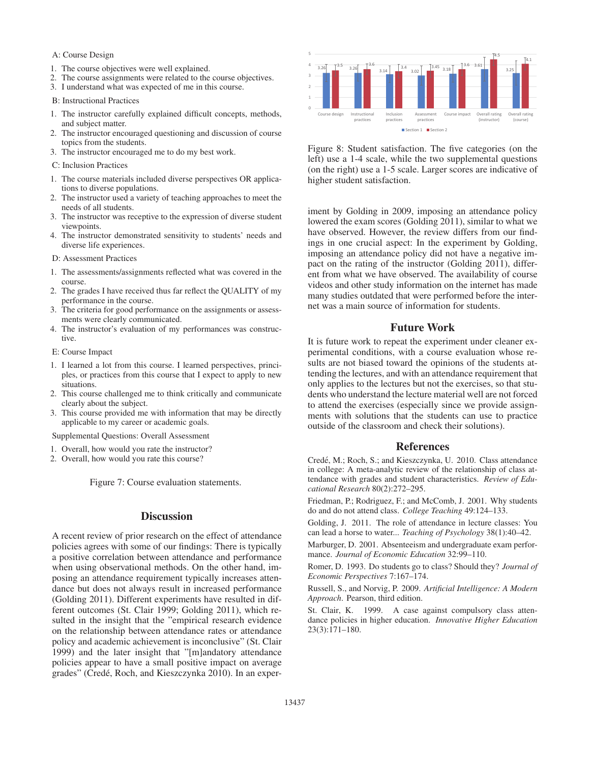A: Course Design

1. The course objectives were well explained.
2. The course assignments were related to the course objectives.
3. I understand what was expected of me in this course.

B: Instructional Practices

1. The instructor carefully explained difficult concepts, methods, and subject matter.
2. The instructor encouraged questioning and discussion of course topics from the students.
3. The instructor encouraged me to do my best work.

C: Inclusion Practices

1. The course materials included diverse perspectives OR applications to diverse populations.
2. The instructor used a variety of teaching approaches to meet the needs of all students.
3. The instructor was receptive to the expression of diverse student viewpoints.
4. The instructor demonstrated sensitivity to students' needs and diverse life experiences.

D: Assessment Practices

1. The assessments/assignments reflected what was covered in the course.
2. The grades I have received thus far reflect the QUALITY of my performance in the course.
3. The criteria for good performance on the assignments or assessments were clearly communicated.
4. The instructor's evaluation of my performances was constructive.

E: Course Impact

1. I learned a lot from this course. I learned perspectives, principles, or practices from this course that I expect to apply to new situations.
2. This course challenged me to think critically and communicate clearly about the subject.
3. This course provided me with information that may be directly applicable to my career or academic goals.

Supplemental Questions: Overall Assessment

1. Overall, how would you rate the instructor?
2. Overall, how would you rate this course?

Figure 7: Course evaluation statements.

## Discussion

A recent review of prior research on the effect of attendance policies agrees with some of our findings: There is typically a positive correlation between attendance and performance when using observational methods. On the other hand, imposing an attendance requirement typically increases attendance but does not always result in increased performance (Golding 2011). Different experiments have resulted in different outcomes (St. Clair 1999; Golding 2011), which resulted in the insight that the "empirical research evidence on the relationship between attendance rates or attendance policy and academic achievement is inconclusive" (St. Clair 1999) and the later insight that "[m]andatory attendance policies appear to have a small positive impact on average grades" (Credé, Roch, and Kieszczynka 2010). In an experiment by Golding in 2009, imposing an attendance policy lowered the exam scores (Golding 2011), similar to what we have observed. However, the review differs from our findings in one crucial aspect: In the experiment by Golding, imposing an attendance policy did not have a negative impact on the rating of the instructor (Golding 2011), different from what we have observed. The availability of course videos and other study information on the internet has made many studies outdated that were performed before the internet was a main source of information for students.

5
4
3
2
1
0
3.26 3.5
3.26 3.6
3.14 3.4
3.02 3.45
3.18 3.6
3.61 4.5
3.25 4.1
Course design
Instructional practices
Inclusion practices
Assessment practices
Course impact
Overall rating (instructor)
Overall rating (course)
Section 1
Section 2

Figure 8: Student satisfaction. The five categories (on the left) use a 1-4 scale, while the two supplemental questions (on the right) use a 1-5 scale. Larger scores are indicative of higher student satisfaction.

## Future Work

It is future work to repeat the experiment under cleaner experimental conditions, with a course evaluation whose results are not biased toward the opinions of the students attending the lectures, and with an attendance requirement that only applies to the lectures but not the exercises, so that students who understand the lecture material well are not forced to attend the exercises (especially since we provide assignments with solutions that the students can use to practice outside of the classroom and check their solutions).

## References

Credé, M.; Roch, S.; and Kieszczynka, U. 2010. Class attendance in college: A meta-analytic review of the relationship of class attendance with grades and student characteristics. *Review of Educational Research* 80(2):272–295.

Friedman, P.; Rodriguez, F.; and McComb, J. 2001. Why students do and do not attend class. *College Teaching* 49:124–133.

Golding, J. 2011. The role of attendance in lecture classes: You can lead a horse to water... *Teaching of Psychology* 38(1):40–42.

Marburger, D. 2001. Absenteeism and undergraduate exam performance. *Journal of Economic Education* 32:99–110.

Romer, D. 1993. Do students go to class? Should they? *Journal of Economic Perspectives* 7:167–174.

Russell, S., and Norvig, P. 2009. *Artificial Intelligence: A Modern Approach*. Pearson, third edition.

St. Clair, K. 1999. A case against compulsory class attendance policies in higher education. *Innovative Higher Education* 23(3):171–180.